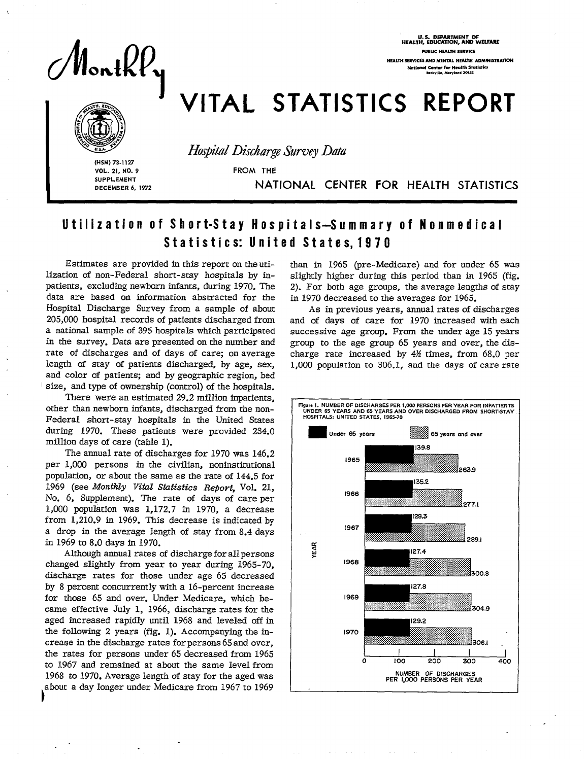# Monthly VITAL STATISTICS REPORT

U. S. DEPARTMENT OF HEALTH, EDUCATION, AND WELFARE
PUBLIC HEALTH SERVICE
HEALTH SERVICES AND MENTAL HEALTH ADMINISTRATION
National Center for Health Statistics
Rockville, Maryland 20852

(HSM) 73-1127
VOL. 21, NO. 9
SUPPLEMENT
DECEMBER 6, 1972

*Hospital Discharge Survey Data*

FROM THE NATIONAL CENTER FOR HEALTH STATISTICS

## Utilization of Short-Stay Hospitals—Summary of Nonmedical Statistics: United States, 1970

Estimates are provided in this report on the utilization of non-Federal short-stay hospitals by inpatients, excluding newborn infants, during 1970. The data are based on information abstracted for the Hospital Discharge Survey from a sample of about 205,000 hospital records of patients discharged from a national sample of 395 hospitals which participated in the survey. Data are presented on the number and rate of discharges and of days of care; on average length of stay of patients discharged, by age, sex, and color of patients; and by geographic region, bed size, and type of ownership (control) of the hospitals.

There were an estimated 29.2 million inpatients, other than newborn infants, discharged from the non-Federal short-stay hospitals in the United States during 1970. These patients were provided 234.0 million days of care (table 1).

The annual rate of discharges for 1970 was 146.2 per 1,000 persons in the civilian, noninstitutional population, or about the same as the rate of 144.5 for 1969 (see *Monthly Vital Statistics Report*, Vol. 21, No. 6, Supplement). The rate of days of care per 1,000 population was 1,172.7 in 1970, a decrease from 1,210.9 in 1969. This decrease is indicated by a drop in the average length of stay from 8.4 days in 1969 to 8.0 days in 1970.

Although annual rates of discharge for all persons changed slightly from year to year during 1965-70, discharge rates for those under age 65 decreased by 8 percent concurrently with a 16-percent increase for those 65 and over. Under Medicare, which became effective July 1, 1966, discharge rates for the aged increased rapidly until 1968 and leveled off in the following 2 years (fig. 1). Accompanying the increase in the discharge rates for persons 65 and over, the rates for persons under 65 decreased from 1965 to 1967 and remained at about the same level from 1968 to 1970. Average length of stay for the aged was about a day longer under Medicare from 1967 to 1969 than in 1965 (pre-Medicare) and for under 65 was slightly higher during this period than in 1965 (fig. 2). For both age groups, the average lengths of stay in 1970 decreased to the averages for 1965.

As in previous years, annual rates of discharges and of days of care for 1970 increased with each successive age group. From the under age 15 years group to the age group 65 years and over, the discharge rate increased by 4½ times, from 68.0 per 1,000 population to 306.1, and the days of care rate

Figure 1. NUMBER OF DISCHARGES PER 1,000 PERSONS PER YEAR FOR INPATIENTS UNDER 65 YEARS AND 65 YEARS AND OVER DISCHARGED FROM SHORT-STAY HOSPITALS: UNITED STATES, 1965-70

| Year | Under 65 years | 65 years and over |
|---|---|---|
| 1965 | 139.8 | 263.9 |
| 1966 | 135.2 | 277.1 |
| 1967 | 129.3 | 289.1 |
| 1968 | 127.4 | 300.8 |
| 1969 | 127.8 | 304.9 |
| 1970 | 129.2 | 306.1 |

NUMBER OF DISCHARGES PER 1,000 PERSONS PER YEAR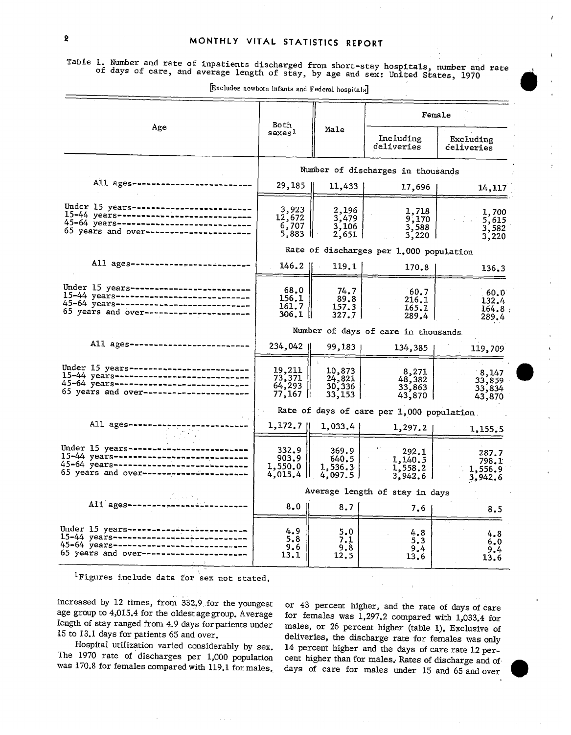Table 1. Number and rate of inpatients discharged from short-stay hospitals, number and rate of days of care, and average length of stay, by age and sex: United States, 1970

[Excludes newborn infants and Federal hospitals]

| Age | Both sexes[1] | Male | Female | |
|---|---|---|---|---|
| | | | Including deliveries | Excluding deliveries |
| | Number of discharges in thousands | | | |
| All ages | 29,185 | 11,433 | 17,696 | 14,117 |
| Under 15 years | 3,923 | 2,196 | 1,718 | 1,700 |
| 15-44 years | 12,672 | 3,479 | 9,170 | 5,615 |
| 45-64 years | 6,707 | 3,106 | 3,588 | 3,582 |
| 65 years and over | 5,883 | 2,651 | 3,220 | 3,220 |
| | Rate of discharges per 1,000 population | | | |
| All ages | 146.2 | 119.1 | 170.8 | 136.3 |
| Under 15 years | 68.0 | 74.7 | 60.7 | 60.0 |
| 15-44 years | 156.1 | 89.8 | 216.1 | 132.4 |
| 45-64 years | 161.7 | 157.3 | 165.1 | 164.8 |
| 65 years and over | 306.1 | 327.7 | 289.4 | 289.4 |
| | Number of days of care in thousands | | | |
| All ages | 234,042 | 99,183 | 134,385 | 119,709 |
| Under 15 years | 19,211 | 10,873 | 8,271 | 8,147 |
| 15-44 years | 73,371 | 24,821 | 48,382 | 33,859 |
| 45-64 years | 64,293 | 30,336 | 33,863 | 33,834 |
| 65 years and over | 77,167 | 33,153 | 43,870 | 43,870 |
| | Rate of days of care per 1,000 population | | | |
| All ages | 1,172.7 | 1,033.4 | 1,297.2 | 1,155.5 |
| Under 15 years | 332.9 | 369.9 | 292.1 | 287.7 |
| 15-44 years | 903.9 | 640.5 | 1,140.5 | 798.1 |
| 45-64 years | 1,550.0 | 1,536.3 | 1,558.2 | 1,556.9 |
| 65 years and over | 4,015.4 | 4,097.5 | 3,942.6 | 3,942.6 |
| | Average length of stay in days | | | |
| All ages | 8.0 | 8.7 | 7.6 | 8.5 |
| Under 15 years | 4.9 | 5.0 | 4.8 | 4.8 |
| 15-44 years | 5.8 | 7.1 | 5.3 | 6.0 |
| 45-64 years | 9.6 | 9.8 | 9.4 | 9.4 |
| 65 years and over | 13.1 | 12.5 | 13.6 | 13.6 |

[1]Figures include data for sex not stated.

increased by 12 times, from 332.9 for the youngest age group to 4,015.4 for the oldest age group. Average length of stay ranged from 4.9 days for patients under 15 to 13.1 days for patients 65 and over.

Hospital utilization varied considerably by sex. The 1970 rate of discharges per 1,000 population was 170.8 for females compared with 119.1 for males, or 43 percent higher, and the rate of days of care for females was 1,297.2 compared with 1,033.4 for males, or 26 percent higher (table 1). Exclusive of deliveries, the discharge rate for females was only 14 percent higher and the days of care rate 12 percent higher than for males. Rates of discharge and of days of care for males under 15 and 65 and over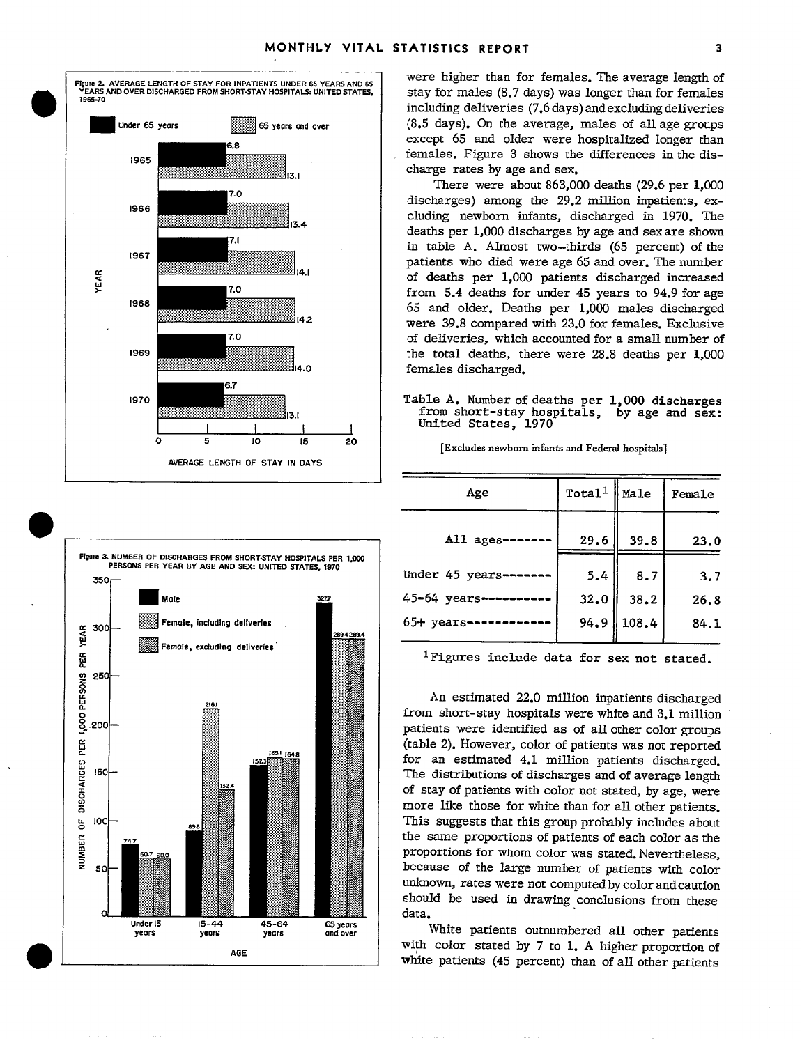Figure 2. AVERAGE LENGTH OF STAY FOR INPATIENTS UNDER 65 YEARS AND 65 YEARS AND OVER DISCHARGED FROM SHORT-STAY HOSPITALS: UNITED STATES, 1965-70

| Year | Under 65 years | 65 years and over |
|---|---|---|
| 1965 | 6.8 | 13.1 |
| 1966 | 7.0 | 13.4 |
| 1967 | 7.1 | 14.1 |
| 1968 | 7.0 | 14.2 |
| 1969 | 7.0 | 14.0 |
| 1970 | 6.7 | 13.1 |

AVERAGE LENGTH OF STAY IN DAYS

Figure 3. NUMBER OF DISCHARGES FROM SHORT-STAY HOSPITALS PER 1,000 PERSONS PER YEAR BY AGE AND SEX: UNITED STATES, 1970

| Age | Male | Female, including deliveries | Female, excluding deliveries |
|---|---|---|---|
| Under 15 years | 74.7 | 60.7 | 60.0 |
| 15-44 years | 89.8 | 216.1 | 132.4 |
| 45-64 years | 157.3 | 165.1 | 164.8 |
| 65 years and over | 327.7 | 289.4 | 289.4 |

were higher than for females. The average length of stay for males (8.7 days) was longer than for females including deliveries (7.6 days) and excluding deliveries (8.5 days). On the average, males of all age groups except 65 and older were hospitalized longer than females. Figure 3 shows the differences in the discharge rates by age and sex.

There were about 863,000 deaths (29.6 per 1,000 discharges) among the 29.2 million inpatients, excluding newborn infants, discharged in 1970. The deaths per 1,000 discharges by age and sex are shown in table A. Almost two-thirds (65 percent) of the patients who died were age 65 and over. The number of deaths per 1,000 patients discharged increased from 5.4 deaths for under 45 years to 94.9 for age 65 and older. Deaths per 1,000 males discharged were 39.8 compared with 23.0 for females. Exclusive of deliveries, which accounted for a small number of the total deaths, there were 28.8 deaths per 1,000 females discharged.

Table A. Number of deaths per 1,000 discharges from short-stay hospitals, by age and sex: United States, 1970

[Excludes newborn infants and Federal hospitals]

| Age | Total[1] | Male | Female |
|---|---|---|---|
| All ages | 29.6 | 39.8 | 23.0 |
| Under 45 years | 5.4 | 8.7 | 3.7 |
| 45-64 years | 32.0 | 38.2 | 26.8 |
| 65+ years | 94.9 | 108.4 | 84.1 |

[1]Figures include data for sex not stated.

An estimated 22.0 million inpatients discharged from short-stay hospitals were white and 3.1 million patients were identified as of all other color groups (table 2). However, color of patients was not reported for an estimated 4.1 million patients discharged. The distributions of discharges and of average length of stay of patients with color not stated, by age, were more like those for white than for all other patients. This suggests that this group probably includes about the same proportions of patients of each color as the proportions for whom color was stated. Nevertheless, because of the large number of patients with color unknown, rates were not computed by color and caution should be used in drawing conclusions from these data.

White patients outnumbered all other patients with color stated by 7 to 1. A higher proportion of white patients (45 percent) than of all other patients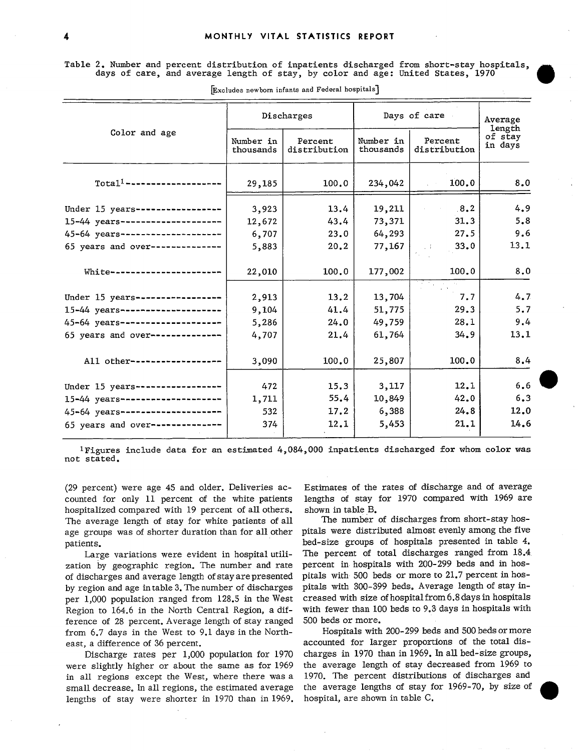Table 2. Number and percent distribution of inpatients discharged from short-stay hospitals, days of care, and average length of stay, by color and age: United States, 1970

[Excludes newborn infants and Federal hospitals]

| Color and age | Discharges | | Days of care | | Average length of stay in days |
|---|---|---|---|---|---|
| | Number in thousands | Percent distribution | Number in thousands | Percent distribution | |
| Total[1] | 29,185 | 100.0 | 234,042 | 100.0 | 8.0 |
| Under 15 years | 3,923 | 13.4 | 19,211 | 8.2 | 4.9 |
| 15-44 years | 12,672 | 43.4 | 73,371 | 31.3 | 5.8 |
| 45-64 years | 6,707 | 23.0 | 64,293 | 27.5 | 9.6 |
| 65 years and over | 5,883 | 20.2 | 77,167 | 33.0 | 13.1 |
| White | 22,010 | 100.0 | 177,002 | 100.0 | 8.0 |
| Under 15 years | 2,913 | 13.2 | 13,704 | 7.7 | 4.7 |
| 15-44 years | 9,104 | 41.4 | 51,775 | 29.3 | 5.7 |
| 45-64 years | 5,286 | 24.0 | 49,759 | 28.1 | 9.4 |
| 65 years and over | 4,707 | 21.4 | 61,764 | 34.9 | 13.1 |
| All other | 3,090 | 100.0 | 25,807 | 100.0 | 8.4 |
| Under 15 years | 472 | 15.3 | 3,117 | 12.1 | 6.6 |
| 15-44 years | 1,711 | 55.4 | 10,849 | 42.0 | 6.3 |
| 45-64 years | 532 | 17.2 | 6,388 | 24.8 | 12.0 |
| 65 years and over | 374 | 12.1 | 5,453 | 21.1 | 14.6 |

[1]Figures include data for an estimated 4,084,000 inpatients discharged for whom color was not stated.

(29 percent) were age 45 and older. Deliveries accounted for only 11 percent of the white patients hospitalized compared with 19 percent of all others. The average length of stay for white patients of all age groups was of shorter duration than for all other patients.

Large variations were evident in hospital utilization by geographic region. The number and rate of discharges and average length of stay are presented by region and age in table 3. The number of discharges per 1,000 population ranged from 128.5 in the West Region to 164.6 in the North Central Region, a difference of 28 percent. Average length of stay ranged from 6.7 days in the West to 9.1 days in the Northeast, a difference of 36 percent.

Discharge rates per 1,000 population for 1970 were slightly higher or about the same as for 1969 in all regions except the West, where there was a small decrease. In all regions, the estimated average lengths of stay were shorter in 1970 than in 1969. Estimates of the rates of discharge and of average lengths of stay for 1970 compared with 1969 are shown in table B.

The number of discharges from short-stay hospitals were distributed almost evenly among the five bed-size groups of hospitals presented in table 4. The percent of total discharges ranged from 18.4 percent in hospitals with 200-299 beds and in hospitals with 500 beds or more to 21.7 percent in hospitals with 300-399 beds. Average length of stay increased with size of hospital from 6.8 days in hospitals with fewer than 100 beds to 9.3 days in hospitals with 500 beds or more.

Hospitals with 200-299 beds and 500 beds or more accounted for larger proportions of the total discharges in 1970 than in 1969. In all bed-size groups, the average length of stay decreased from 1969 to 1970. The percent distributions of discharges and the average lengths of stay for 1969-70, by size of hospital, are shown in table C.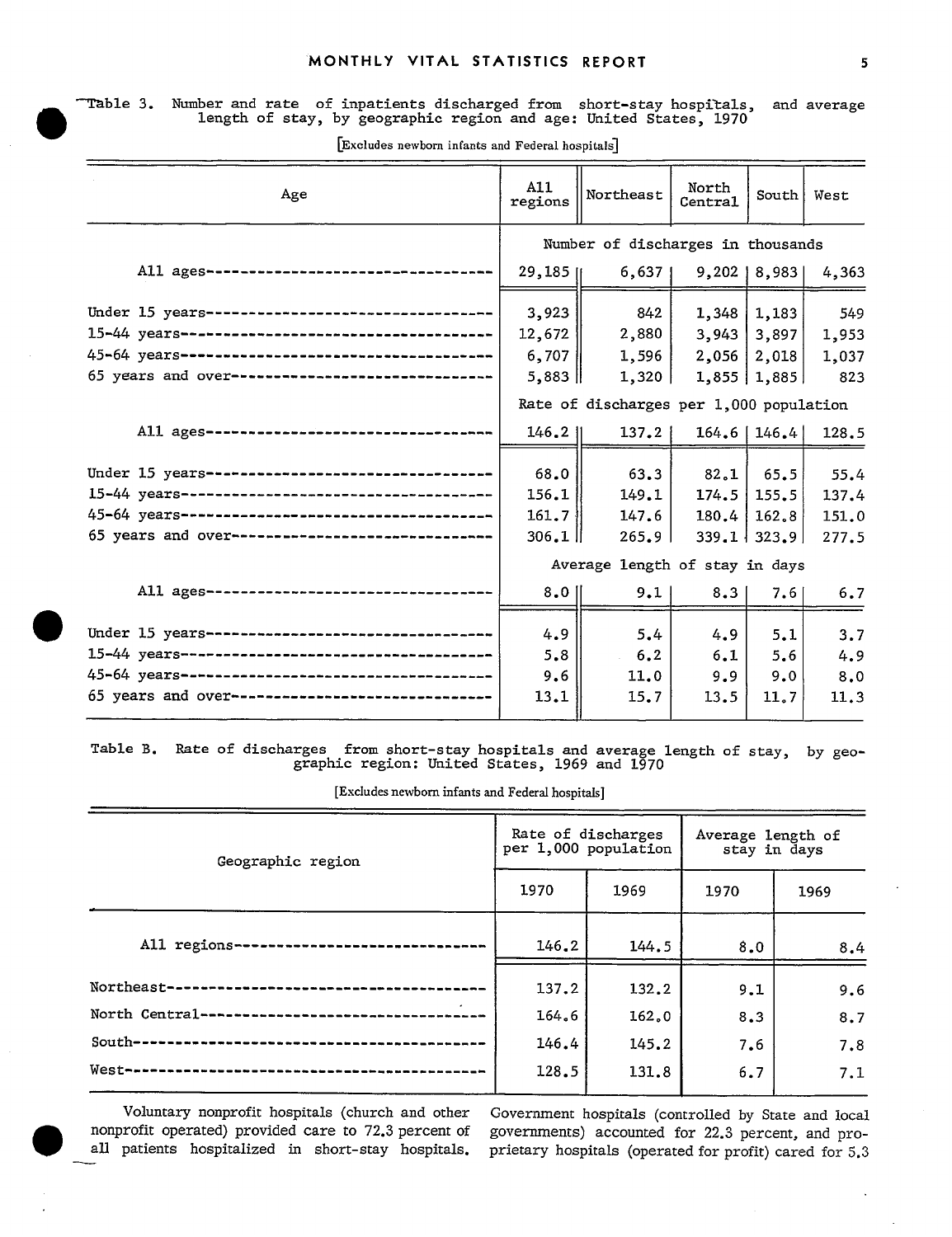Table 3. Number and rate of inpatients discharged from short-stay hospitals, and average length of stay, by geographic region and age: United States, 1970

[Excludes newborn infants and Federal hospitals]

| Age | All regions | Northeast | North Central | South | West |
|---|---|---|---|---|---|
| | Number of discharges in thousands | | | | |
| All ages | 29,185 | 6,637 | 9,202 | 8,983 | 4,363 |
| Under 15 years | 3,923 | 842 | 1,348 | 1,183 | 549 |
| 15-44 years | 12,672 | 2,880 | 3,943 | 3,897 | 1,953 |
| 45-64 years | 6,707 | 1,596 | 2,056 | 2,018 | 1,037 |
| 65 years and over | 5,883 | 1,320 | 1,855 | 1,885 | 823 |
| | Rate of discharges per 1,000 population | | | | |
| All ages | 146.2 | 137.2 | 164.6 | 146.4 | 128.5 |
| Under 15 years | 68.0 | 63.3 | 82.1 | 65.5 | 55.4 |
| 15-44 years | 156.1 | 149.1 | 174.5 | 155.5 | 137.4 |
| 45-64 years | 161.7 | 147.6 | 180.4 | 162.8 | 151.0 |
| 65 years and over | 306.1 | 265.9 | 339.1 | 323.9 | 277.5 |
| | Average length of stay in days | | | | |
| All ages | 8.0 | 9.1 | 8.3 | 7.6 | 6.7 |
| Under 15 years | 4.9 | 5.4 | 4.9 | 5.1 | 3.7 |
| 15-44 years | 5.8 | 6.2 | 6.1 | 5.6 | 4.9 |
| 45-64 years | 9.6 | 11.0 | 9.9 | 9.0 | 8.0 |
| 65 years and over | 13.1 | 15.7 | 13.5 | 11.7 | 11.3 |

Table B. Rate of discharges from short-stay hospitals and average length of stay, by geographic region: United States, 1969 and 1970

[Excludes newborn infants and Federal hospitals]

| Geographic region | Rate of discharges per 1,000 population | | Average length of stay in days | |
|---|---|---|---|---|
| | 1970 | 1969 | 1970 | 1969 |
| All regions | 146.2 | 144.5 | 8.0 | 8.4 |
| Northeast | 137.2 | 132.2 | 9.1 | 9.6 |
| North Central | 164.6 | 162.0 | 8.3 | 8.7 |
| South | 146.4 | 145.2 | 7.6 | 7.8 |
| West | 128.5 | 131.8 | 6.7 | 7.1 |

Voluntary nonprofit hospitals (church and other nonprofit operated) provided care to 72.3 percent of all patients hospitalized in short-stay hospitals. Government hospitals (controlled by State and local governments) accounted for 22.3 percent, and proprietary hospitals (operated for profit) cared for 5.3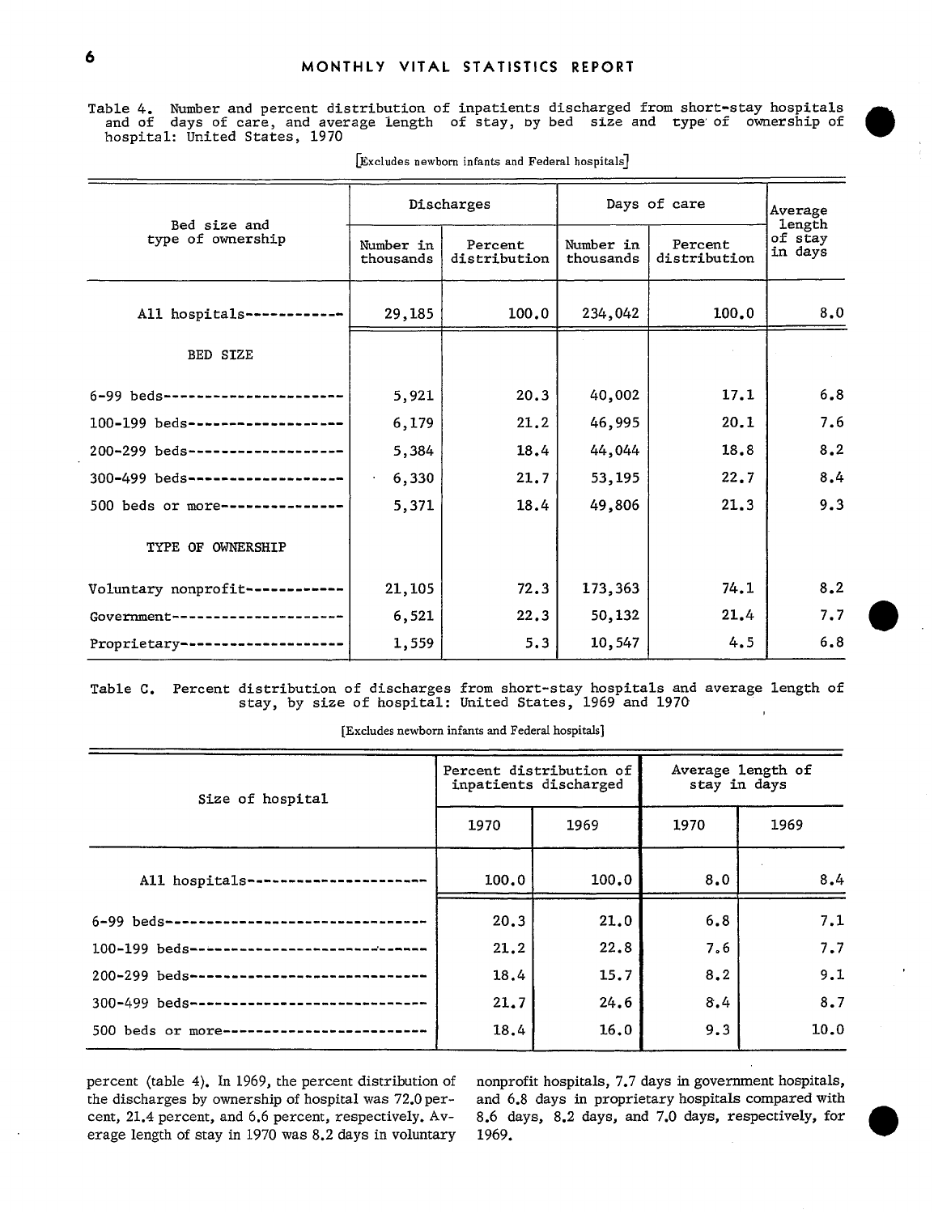Table 4. Number and percent distribution of inpatients discharged from short-stay hospitals and of days of care, and average length of stay, by bed size and type of ownership of hospital: United States, 1970

[Excludes newborn infants and Federal hospitals]

| Bed size and type of ownership | Discharges | | Days of care | | Average length of stay in days |
|---|---|---|---|---|---|
| | Number in thousands | Percent distribution | Number in thousands | Percent distribution | |
| All hospitals | 29,185 | 100.0 | 234,042 | 100.0 | 8.0 |
| BED SIZE | | | | | |
| 6-99 beds | 5,921 | 20.3 | 40,002 | 17.1 | 6.8 |
| 100-199 beds | 6,179 | 21.2 | 46,995 | 20.1 | 7.6 |
| 200-299 beds | 5,384 | 18.4 | 44,044 | 18.8 | 8.2 |
| 300-499 beds | 6,330 | 21.7 | 53,195 | 22.7 | 8.4 |
| 500 beds or more | 5,371 | 18.4 | 49,806 | 21.3 | 9.3 |
| TYPE OF OWNERSHIP | | | | | |
| Voluntary nonprofit | 21,105 | 72.3 | 173,363 | 74.1 | 8.2 |
| Government | 6,521 | 22.3 | 50,132 | 21.4 | 7.7 |
| Proprietary | 1,559 | 5.3 | 10,547 | 4.5 | 6.8 |

Table C. Percent distribution of discharges from short-stay hospitals and average length of stay, by size of hospital: United States, 1969 and 1970

[Excludes newborn infants and Federal hospitals]

| Size of hospital | Percent distribution of inpatients discharged | | Average length of stay in days | |
|---|---|---|---|---|
| | 1970 | 1969 | 1970 | 1969 |
| All hospitals | 100.0 | 100.0 | 8.0 | 8.4 |
| 6-99 beds | 20.3 | 21.0 | 6.8 | 7.1 |
| 100-199 beds | 21.2 | 22.8 | 7.6 | 7.7 |
| 200-299 beds | 18.4 | 15.7 | 8.2 | 9.1 |
| 300-499 beds | 21.7 | 24.6 | 8.4 | 8.7 |
| 500 beds or more | 18.4 | 16.0 | 9.3 | 10.0 |

percent (table 4). In 1969, the percent distribution of the discharges by ownership of hospital was 72.0 percent, 21.4 percent, and 6.6 percent, respectively. Average length of stay in 1970 was 8.2 days in voluntary nonprofit hospitals, 7.7 days in government hospitals, and 6.8 days in proprietary hospitals compared with 8.6 days, 8.2 days, and 7.0 days, respectively, for 1969.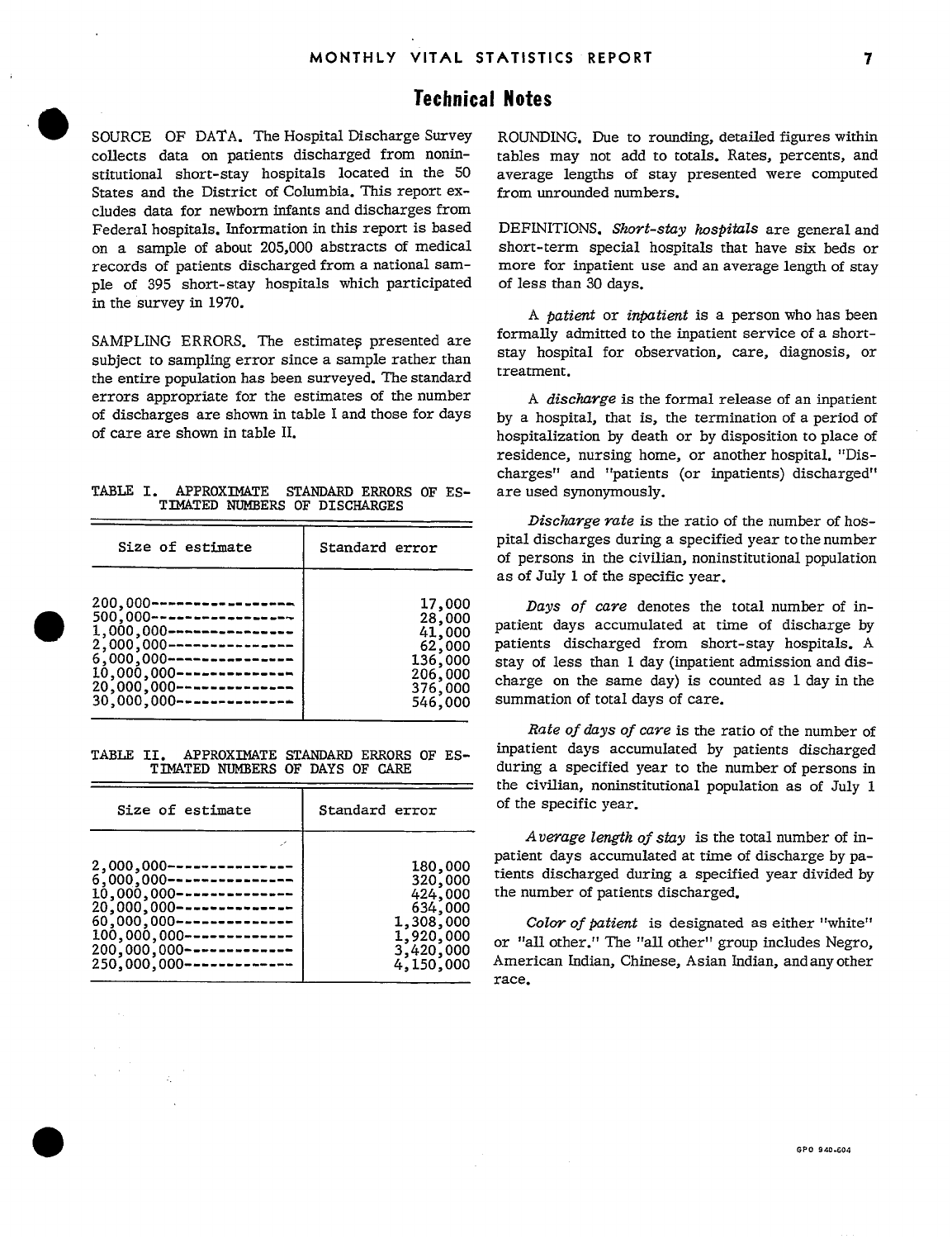# Technical Notes

SOURCE OF DATA. The Hospital Discharge Survey collects data on patients discharged from noninstitutional short-stay hospitals located in the 50 States and the District of Columbia. This report excludes data for newborn infants and discharges from Federal hospitals. Information in this report is based on a sample of about 205,000 abstracts of medical records of patients discharged from a national sample of 395 short-stay hospitals which participated in the survey in 1970.

SAMPLING ERRORS. The estimates presented are subject to sampling error since a sample rather than the entire population has been surveyed. The standard errors appropriate for the estimates of the number of discharges are shown in table I and those for days of care are shown in table II.

TABLE I. APPROXIMATE STANDARD ERRORS OF ESTIMATED NUMBERS OF DISCHARGES

| Size of estimate | Standard error |
|---|---|
| 200,000 | 17,000 |
| 500,000 | 28,000 |
| 1,000,000 | 41,000 |
| 2,000,000 | 62,000 |
| 6,000,000 | 136,000 |
| 10,000,000 | 206,000 |
| 20,000,000 | 376,000 |
| 30,000,000 | 546,000 |

TABLE II. APPROXIMATE STANDARD ERRORS OF ESTIMATED NUMBERS OF DAYS OF CARE

| Size of estimate | Standard error |
|---|---|
| 2,000,000 | 180,000 |
| 6,000,000 | 320,000 |
| 10,000,000 | 424,000 |
| 20,000,000 | 634,000 |
| 60,000,000 | 1,308,000 |
| 100,000,000 | 1,920,000 |
| 200,000,000 | 3,420,000 |
| 250,000,000 | 4,150,000 |

ROUNDING. Due to rounding, detailed figures within tables may not add to totals. Rates, percents, and average lengths of stay presented were computed from unrounded numbers.

DEFINITIONS. *Short-stay hospitals* are general and short-term special hospitals that have six beds or more for inpatient use and an average length of stay of less than 30 days.

A *patient* or *inpatient* is a person who has been formally admitted to the inpatient service of a short-stay hospital for observation, care, diagnosis, or treatment.

A *discharge* is the formal release of an inpatient by a hospital, that is, the termination of a period of hospitalization by death or by disposition to place of residence, nursing home, or another hospital. "Discharges" and "patients (or inpatients) discharged" are used synonymously.

*Discharge rate* is the ratio of the number of hospital discharges during a specified year to the number of persons in the civilian, noninstitutional population as of July 1 of the specific year.

*Days of care* denotes the total number of inpatient days accumulated at time of discharge by patients discharged from short-stay hospitals. A stay of less than 1 day (inpatient admission and discharge on the same day) is counted as 1 day in the summation of total days of care.

*Rate of days of care* is the ratio of the number of inpatient days accumulated by patients discharged during a specified year to the number of persons in the civilian, noninstitutional population as of July 1 of the specific year.

*Average length of stay* is the total number of inpatient days accumulated at time of discharge by patients discharged during a specified year divided by the number of patients discharged.

*Color of patient* is designated as either "white" or "all other." The "all other" group includes Negro, American Indian, Chinese, Asian Indian, and any other race.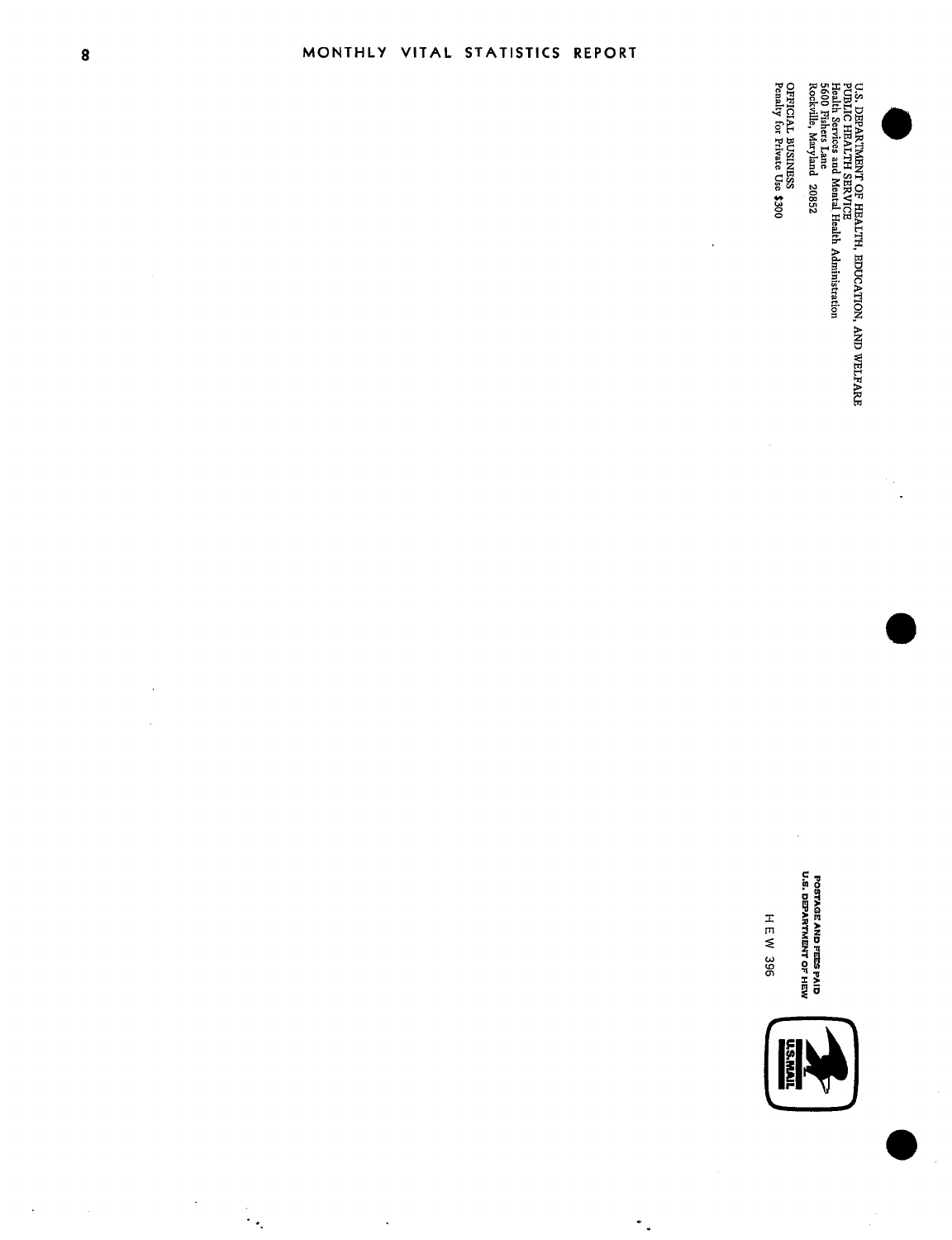U.S. DEPARTMENT OF HEALTH, EDUCATION, AND WELFARE
PUBLIC HEALTH SERVICE
Health Services and Mental Health Administration
5600 Fishers Lane
Rockville, Maryland 20852

OFFICIAL BUSINESS
Penalty for Private Use $300

POSTAGE AND FEES PAID
U.S. DEPARTMENT OF HEW

HEW 396

U.S. MAIL